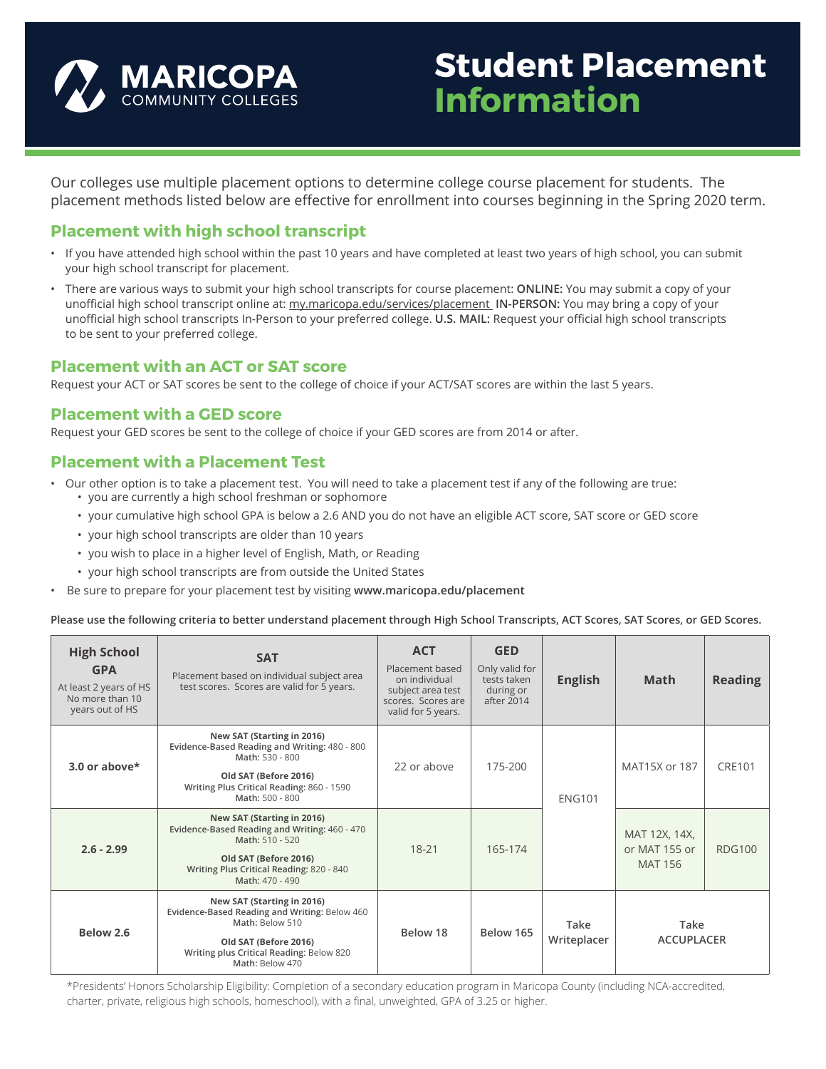# Student Placement Information

MARICOPA COMMUNITY COLLEGES

Our colleges use multiple placement options to determine college course placement for students. The placement methods listed below are effective for enrollment into courses beginning in the Spring 2020 term.

## Placement with high school transcript

- If you have attended high school within the past 10 years and have completed at least two years of high school, you can submit your high school transcript for placement.
- There are various ways to submit your high school transcripts for course placement: **ONLINE:** You may submit a copy of your unofficial high school transcript online at: my.maricopa.edu/services/placement **IN-PERSON:** You may bring a copy of your unofficial high school transcripts In-Person to your preferred college. **U.S. MAIL:** Request your official high school transcripts to be sent to your preferred college.

## Placement with an ACT or SAT score

Request your ACT or SAT scores be sent to the college of choice if your ACT/SAT scores are within the last 5 years.

## Placement with a GED score

Request your GED scores be sent to the college of choice if your GED scores are from 2014 or after.

## Placement with a Placement Test

- Our other option is to take a placement test. You will need to take a placement test if any of the following are true:
  - you are currently a high school freshman or sophomore
  - your cumulative high school GPA is below a 2.6 AND you do not have an eligible ACT score, SAT score or GED score
  - your high school transcripts are older than 10 years
  - you wish to place in a higher level of English, Math, or Reading
  - your high school transcripts are from outside the United States
- Be sure to prepare for your placement test by visiting **www.maricopa.edu/placement**

**Please use the following criteria to better understand placement through High School Transcripts, ACT Scores, SAT Scores, or GED Scores.**

| **High School GPA** At least 2 years of HS No more than 10 years out of HS | **SAT** Placement based on individual subject area test scores. Scores are valid for 5 years. | **ACT** Placement based on individual subject area test scores. Scores are valid for 5 years. | **GED** Only valid for tests taken during or after 2014 | **English** | **Math** | **Reading** |
|---|---|---|---|---|---|---|
| **3.0 or above*** | **New SAT (Starting in 2016)** **Evidence-Based Reading and Writing:** 480 - 800 **Math:** 530 - 800 **Old SAT (Before 2016)** **Writing Plus Critical Reading:** 860 - 1590 **Math:** 500 - 800 | 22 or above | 175-200 | ENG101 | MAT15X or 187 | CRE101 |
| **2.6 - 2.99** | **New SAT (Starting in 2016)** **Evidence-Based Reading and Writing:** 460 - 470 **Math:** 510 - 520 **Old SAT (Before 2016)** **Writing Plus Critical Reading:** 820 - 840 **Math:** 470 - 490 | 18-21 | 165-174 | ENG101 | MAT 12X, 14X, or MAT 155 or MAT 156 | RDG100 |
| **Below 2.6** | **New SAT (Starting in 2016)** **Evidence-Based Reading and Writing:** Below 460 **Math:** Below 510 **Old SAT (Before 2016)** **Writing plus Critical Reading:** Below 820 **Math:** Below 470 | **Below 18** | **Below 165** | **Take Writeplacer** | **Take ACCUPLACER** | |

*Presidents' Honors Scholarship Eligibility: Completion of a secondary education program in Maricopa County (including NCA-accredited, charter, private, religious high schools, homeschool), with a final, unweighted, GPA of 3.25 or higher.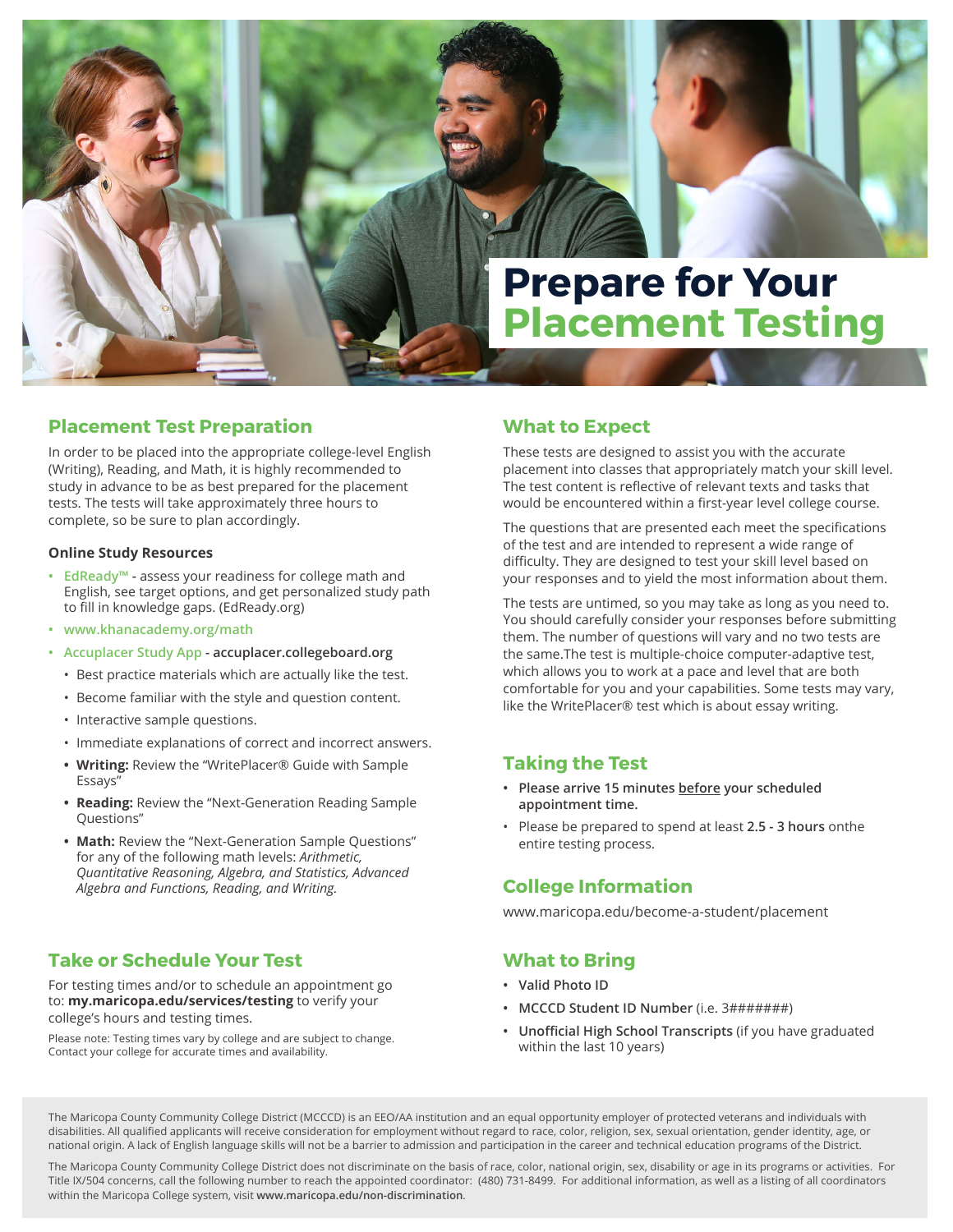# Prepare for Your Placement Testing

## Placement Test Preparation

In order to be placed into the appropriate college-level English (Writing), Reading, and Math, it is highly recommended to study in advance to be as best prepared for the placement tests. The tests will take approximately three hours to complete, so be sure to plan accordingly.

### Online Study Resources

- EdReady™ - assess your readiness for college math and English, see target options, and get personalized study path to fill in knowledge gaps. (EdReady.org)
- www.khanacademy.org/math
- Accuplacer Study App - **accuplacer.collegeboard.org**
  - Best practice materials which are actually like the test.
  - Become familiar with the style and question content.
  - Interactive sample questions.
  - Immediate explanations of correct and incorrect answers.
  - **Writing:** Review the "WritePlacer® Guide with Sample Essays"
  - **Reading:** Review the "Next-Generation Reading Sample Questions"
  - **Math:** Review the "Next-Generation Sample Questions" for any of the following math levels: *Arithmetic, Quantitative Reasoning, Algebra, and Statistics, Advanced Algebra and Functions, Reading, and Writing.*

## Take or Schedule Your Test

For testing times and/or to schedule an appointment go to: **my.maricopa.edu/services/testing** to verify your college's hours and testing times.

Please note: Testing times vary by college and are subject to change. Contact your college for accurate times and availability.

## What to Expect

These tests are designed to assist you with the accurate placement into classes that appropriately match your skill level. The test content is reflective of relevant texts and tasks that would be encountered within a first-year level college course.

The questions that are presented each meet the specifications of the test and are intended to represent a wide range of difficulty. They are designed to test your skill level based on your responses and to yield the most information about them.

The tests are untimed, so you may take as long as you need to. You should carefully consider your responses before submitting them. The number of questions will vary and no two tests are the same.The test is multiple-choice computer-adaptive test, which allows you to work at a pace and level that are both comfortable for you and your capabilities. Some tests may vary, like the WritePlacer® test which is about essay writing.

## Taking the Test

- **Please arrive 15 minutes <u>before</u> your scheduled appointment time.**
- Please be prepared to spend at least **2.5 - 3 hours** onthe entire testing process.

## College Information

www.maricopa.edu/become-a-student/placement

## What to Bring

- **Valid Photo ID**
- **MCCCD Student ID Number** (i.e. 3#######)
- **Unofficial High School Transcripts** (if you have graduated within the last 10 years)

The Maricopa County Community College District (MCCCD) is an EEO/AA institution and an equal opportunity employer of protected veterans and individuals with disabilities. All qualified applicants will receive consideration for employment without regard to race, color, religion, sex, sexual orientation, gender identity, age, or national origin. A lack of English language skills will not be a barrier to admission and participation in the career and technical education programs of the District.

The Maricopa County Community College District does not discriminate on the basis of race, color, national origin, sex, disability or age in its programs or activities. For Title IX/504 concerns, call the following number to reach the appointed coordinator: (480) 731-8499. For additional information, as well as a listing of all coordinators within the Maricopa College system, visit **www.maricopa.edu/non-discrimination**.